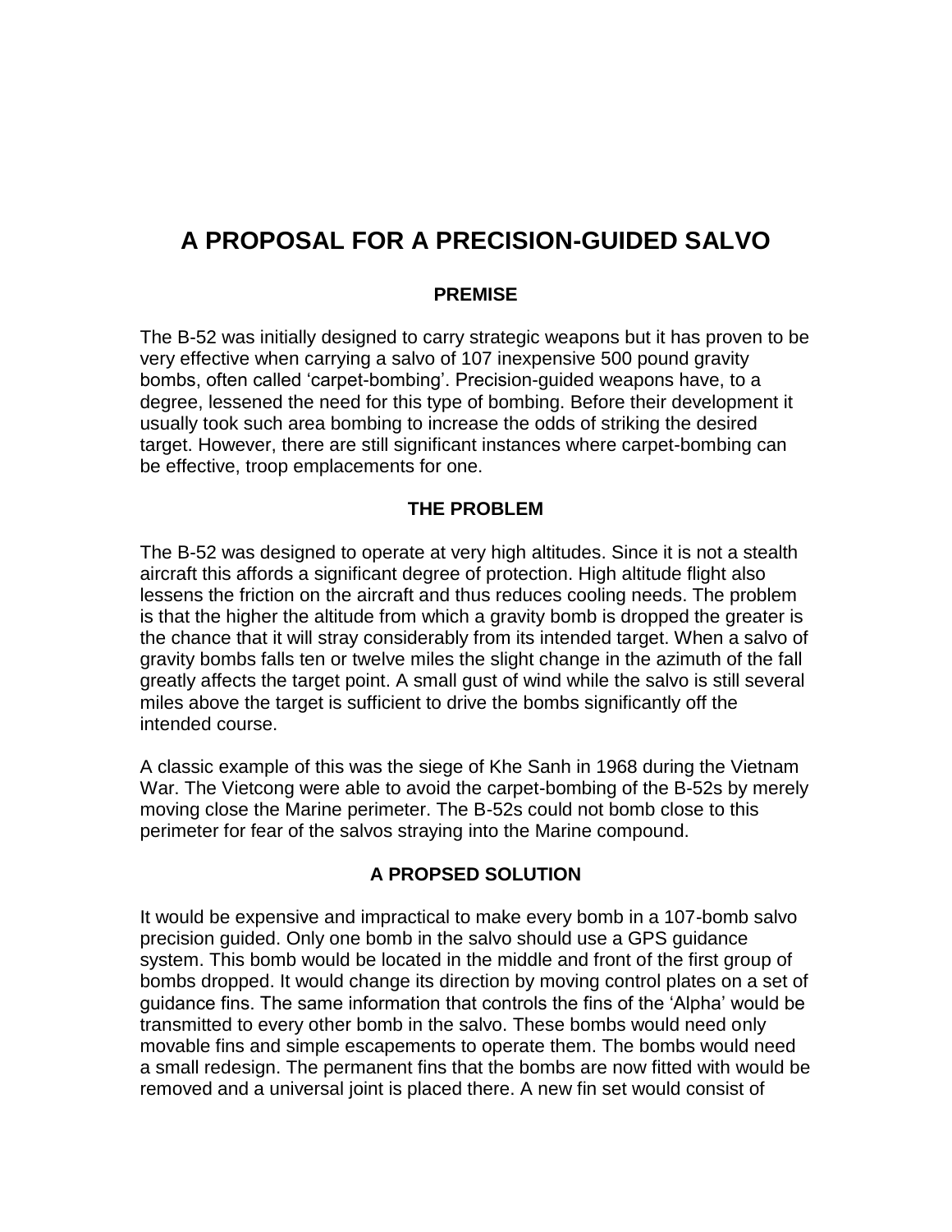# A PROPOSAL FOR A PRECISION-GUIDED SALVO

## PREMISE

The B-52 was initially designed to carry strategic weapons but it has proven to be very effective when carrying a salvo of 107 inexpensive 500 pound gravity bombs, often called 'carpet-bombing'. Precision-guided weapons have, to a degree, lessened the need for this type of bombing. Before their development it usually took such area bombing to increase the odds of striking the desired target. However, there are still significant instances where carpet-bombing can be effective, troop emplacements for one.

## THE PROBLEM

The B-52 was designed to operate at very high altitudes. Since it is not a stealth aircraft this affords a significant degree of protection. High altitude flight also lessens the friction on the aircraft and thus reduces cooling needs. The problem is that the higher the altitude from which a gravity bomb is dropped the greater is the chance that it will stray considerably from its intended target. When a salvo of gravity bombs falls ten or twelve miles the slight change in the azimuth of the fall greatly affects the target point. A small gust of wind while the salvo is still several miles above the target is sufficient to drive the bombs significantly off the intended course.

A classic example of this was the siege of Khe Sanh in 1968 during the Vietnam War. The Vietcong were able to avoid the carpet-bombing of the B-52s by merely moving close the Marine perimeter. The B-52s could not bomb close to this perimeter for fear of the salvos straying into the Marine compound.

## A PROPSED SOLUTION

It would be expensive and impractical to make every bomb in a 107-bomb salvo precision guided. Only one bomb in the salvo should use a GPS guidance system. This bomb would be located in the middle and front of the first group of bombs dropped. It would change its direction by moving control plates on a set of guidance fins. The same information that controls the fins of the 'Alpha' would be transmitted to every other bomb in the salvo. These bombs would need only movable fins and simple escapements to operate them. The bombs would need a small redesign. The permanent fins that the bombs are now fitted with would be removed and a universal joint is placed there. A new fin set would consist of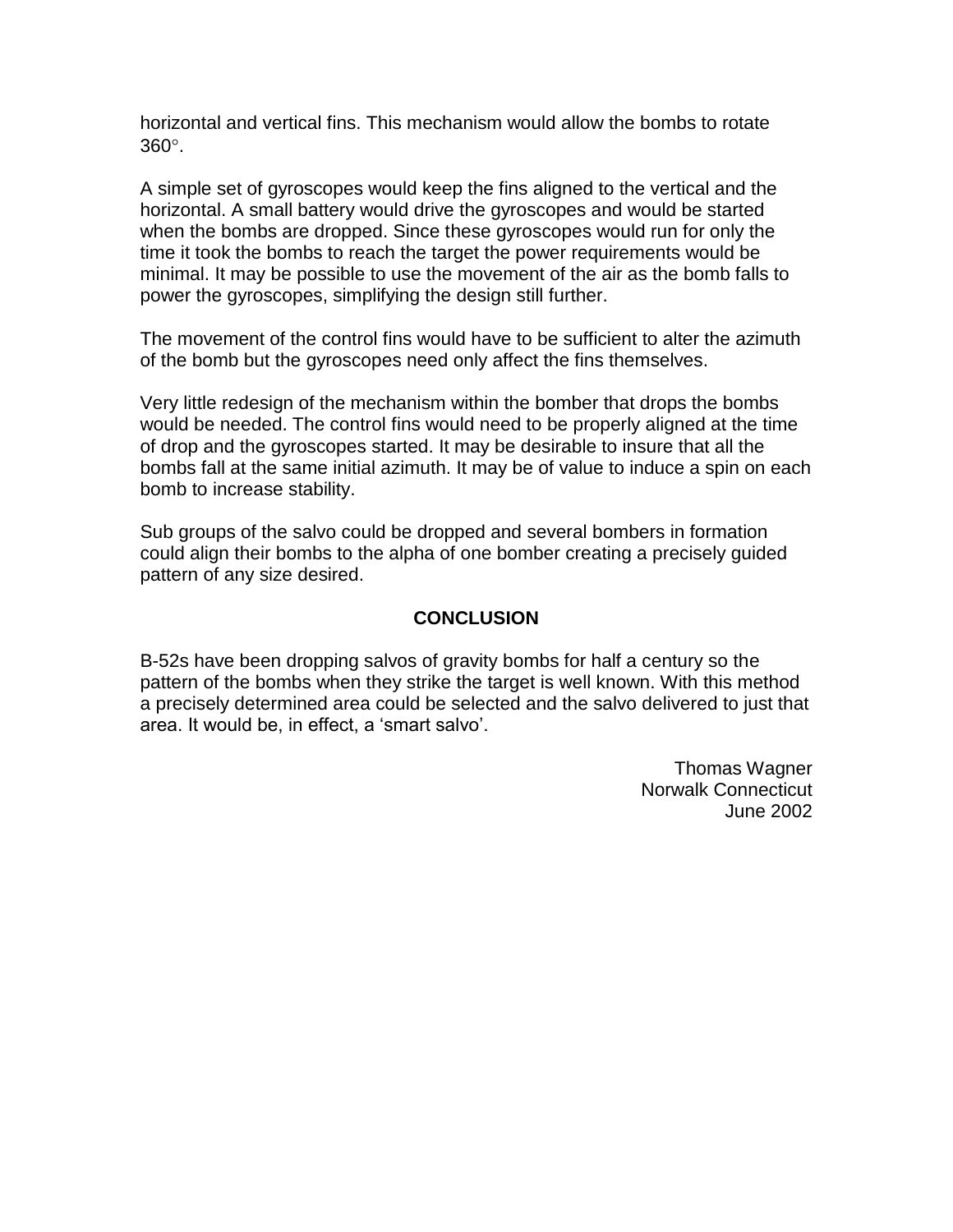horizontal and vertical fins. This mechanism would allow the bombs to rotate 360°.

A simple set of gyroscopes would keep the fins aligned to the vertical and the horizontal. A small battery would drive the gyroscopes and would be started when the bombs are dropped. Since these gyroscopes would run for only the time it took the bombs to reach the target the power requirements would be minimal. It may be possible to use the movement of the air as the bomb falls to power the gyroscopes, simplifying the design still further.

The movement of the control fins would have to be sufficient to alter the azimuth of the bomb but the gyroscopes need only affect the fins themselves.

Very little redesign of the mechanism within the bomber that drops the bombs would be needed. The control fins would need to be properly aligned at the time of drop and the gyroscopes started. It may be desirable to insure that all the bombs fall at the same initial azimuth. It may be of value to induce a spin on each bomb to increase stability.

Sub groups of the salvo could be dropped and several bombers in formation could align their bombs to the alpha of one bomber creating a precisely guided pattern of any size desired.

## CONCLUSION

B-52s have been dropping salvos of gravity bombs for half a century so the pattern of the bombs when they strike the target is well known. With this method a precisely determined area could be selected and the salvo delivered to just that area. It would be, in effect, a ‘smart salvo’.

Thomas Wagner
Norwalk Connecticut
June 2002